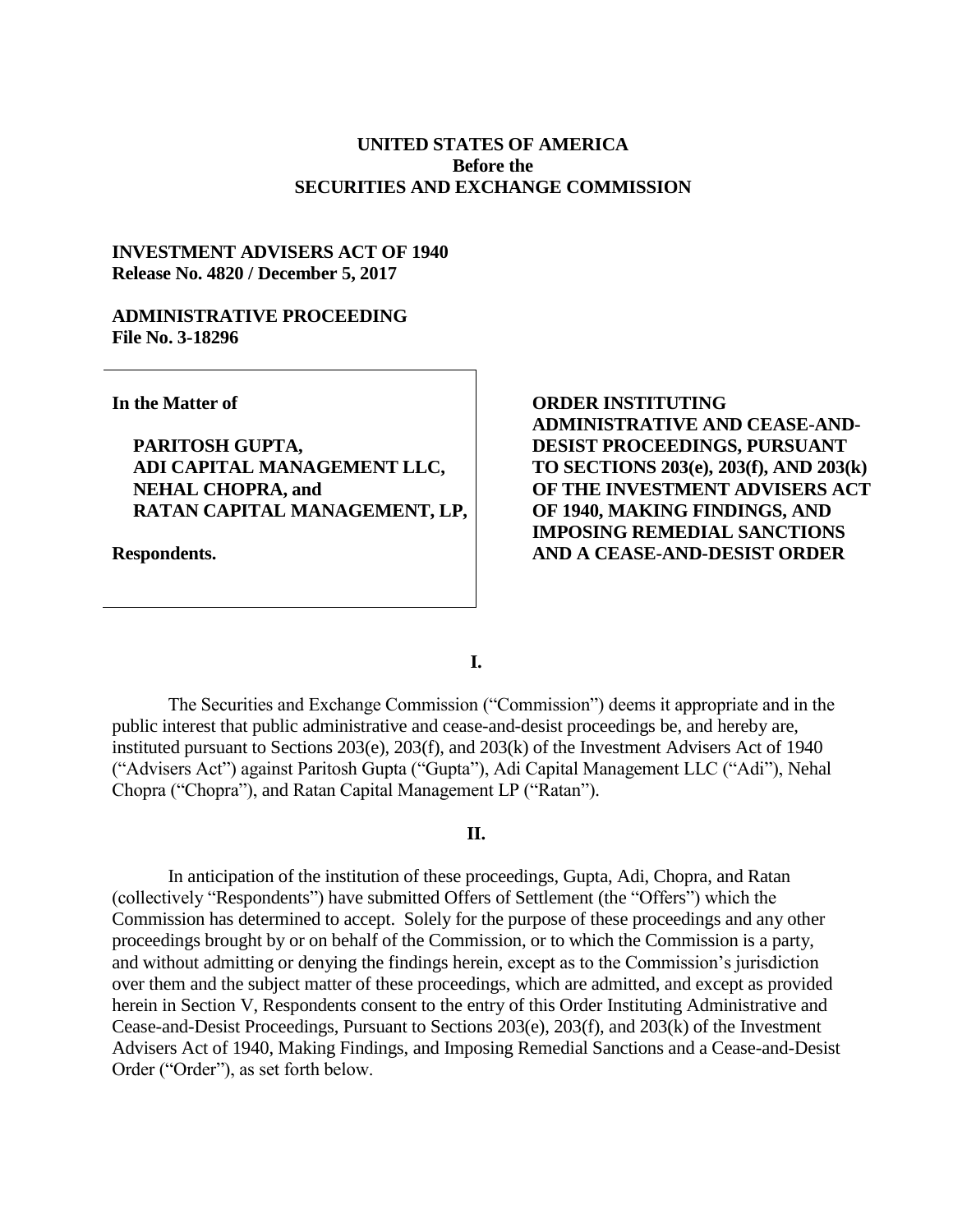**UNITED STATES OF AMERICA**
**Before the**
**SECURITIES AND EXCHANGE COMMISSION**

**INVESTMENT ADVISERS ACT OF 1940**
**Release No. 4820 / December 5, 2017**

**ADMINISTRATIVE PROCEEDING**
**File No. 3-18296**

| | |
|---|---|
| **In the Matter of**<br><br>**PARITOSH GUPTA, ADI CAPITAL MANAGEMENT LLC, NEHAL CHOPRA, and RATAN CAPITAL MANAGEMENT, LP,**<br><br>**Respondents.** | **ORDER INSTITUTING ADMINISTRATIVE AND CEASE-AND-DESIST PROCEEDINGS, PURSUANT TO SECTIONS 203(e), 203(f), AND 203(k) OF THE INVESTMENT ADVISERS ACT OF 1940, MAKING FINDINGS, AND IMPOSING REMEDIAL SANCTIONS AND A CEASE-AND-DESIST ORDER** |

## I.

The Securities and Exchange Commission ("Commission") deems it appropriate and in the public interest that public administrative and cease-and-desist proceedings be, and hereby are, instituted pursuant to Sections 203(e), 203(f), and 203(k) of the Investment Advisers Act of 1940 ("Advisers Act") against Paritosh Gupta ("Gupta"), Adi Capital Management LLC ("Adi"), Nehal Chopra ("Chopra"), and Ratan Capital Management LP ("Ratan").

## II.

In anticipation of the institution of these proceedings, Gupta, Adi, Chopra, and Ratan (collectively "Respondents") have submitted Offers of Settlement (the "Offers") which the Commission has determined to accept. Solely for the purpose of these proceedings and any other proceedings brought by or on behalf of the Commission, or to which the Commission is a party, and without admitting or denying the findings herein, except as to the Commission's jurisdiction over them and the subject matter of these proceedings, which are admitted, and except as provided herein in Section V, Respondents consent to the entry of this Order Instituting Administrative and Cease-and-Desist Proceedings, Pursuant to Sections 203(e), 203(f), and 203(k) of the Investment Advisers Act of 1940, Making Findings, and Imposing Remedial Sanctions and a Cease-and-Desist Order ("Order"), as set forth below.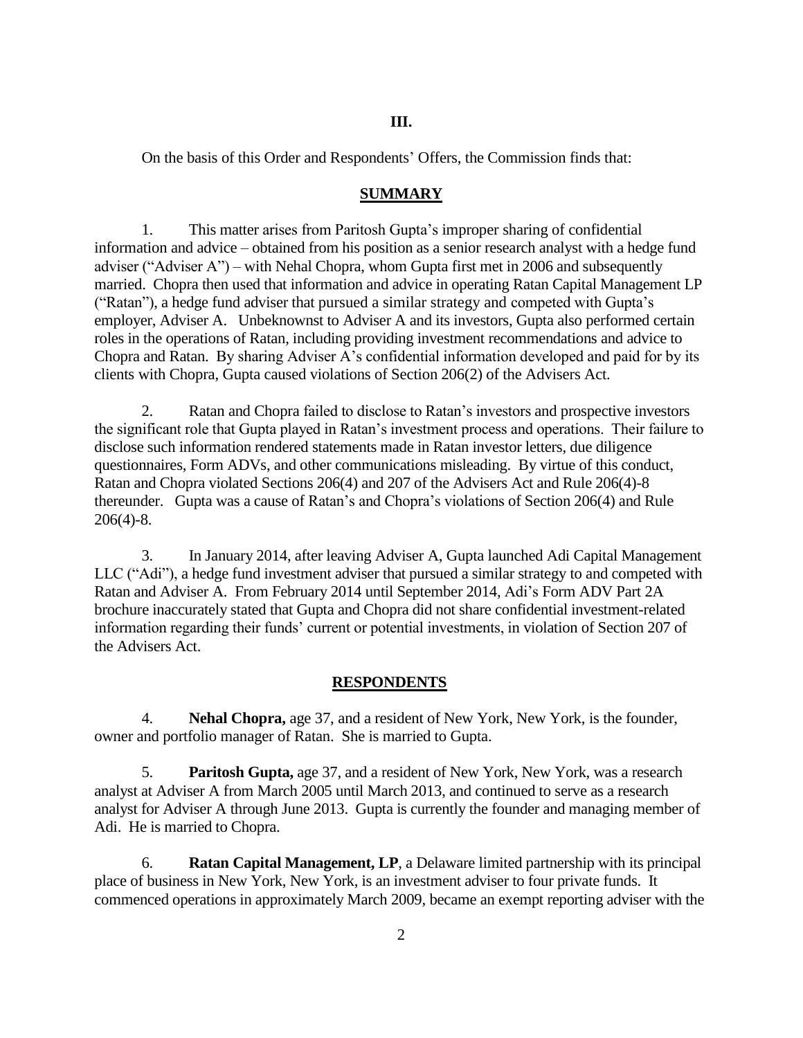## III.

On the basis of this Order and Respondents' Offers, the Commission finds that:

### SUMMARY

1. This matter arises from Paritosh Gupta's improper sharing of confidential information and advice – obtained from his position as a senior research analyst with a hedge fund adviser ("Adviser A") – with Nehal Chopra, whom Gupta first met in 2006 and subsequently married. Chopra then used that information and advice in operating Ratan Capital Management LP ("Ratan"), a hedge fund adviser that pursued a similar strategy and competed with Gupta's employer, Adviser A. Unbeknownst to Adviser A and its investors, Gupta also performed certain roles in the operations of Ratan, including providing investment recommendations and advice to Chopra and Ratan. By sharing Adviser A's confidential information developed and paid for by its clients with Chopra, Gupta caused violations of Section 206(2) of the Advisers Act.

2. Ratan and Chopra failed to disclose to Ratan's investors and prospective investors the significant role that Gupta played in Ratan's investment process and operations. Their failure to disclose such information rendered statements made in Ratan investor letters, due diligence questionnaires, Form ADVs, and other communications misleading. By virtue of this conduct, Ratan and Chopra violated Sections 206(4) and 207 of the Advisers Act and Rule 206(4)-8 thereunder. Gupta was a cause of Ratan's and Chopra's violations of Section 206(4) and Rule 206(4)-8.

3. In January 2014, after leaving Adviser A, Gupta launched Adi Capital Management LLC ("Adi"), a hedge fund investment adviser that pursued a similar strategy to and competed with Ratan and Adviser A. From February 2014 until September 2014, Adi's Form ADV Part 2A brochure inaccurately stated that Gupta and Chopra did not share confidential investment-related information regarding their funds' current or potential investments, in violation of Section 207 of the Advisers Act.

### RESPONDENTS

4. **Nehal Chopra,** age 37, and a resident of New York, New York, is the founder, owner and portfolio manager of Ratan. She is married to Gupta.

5. **Paritosh Gupta,** age 37, and a resident of New York, New York, was a research analyst at Adviser A from March 2005 until March 2013, and continued to serve as a research analyst for Adviser A through June 2013. Gupta is currently the founder and managing member of Adi. He is married to Chopra.

6. **Ratan Capital Management, LP**, a Delaware limited partnership with its principal place of business in New York, New York, is an investment adviser to four private funds. It commenced operations in approximately March 2009, became an exempt reporting adviser with the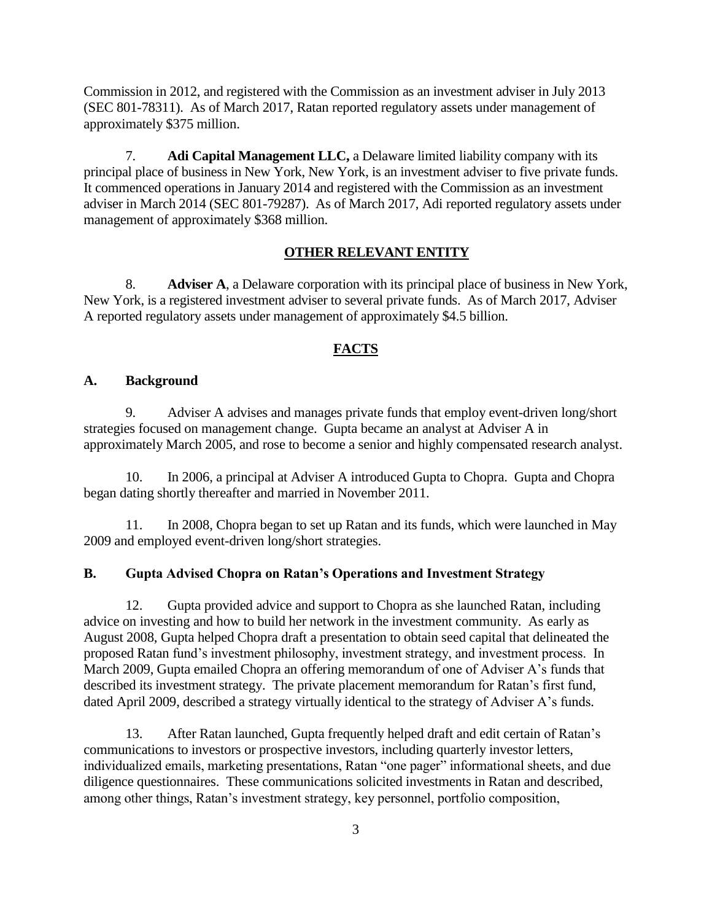Commission in 2012, and registered with the Commission as an investment adviser in July 2013 (SEC 801-78311). As of March 2017, Ratan reported regulatory assets under management of approximately $375 million.

7. **Adi Capital Management LLC,** a Delaware limited liability company with its principal place of business in New York, New York, is an investment adviser to five private funds. It commenced operations in January 2014 and registered with the Commission as an investment adviser in March 2014 (SEC 801-79287). As of March 2017, Adi reported regulatory assets under management of approximately $368 million.

## OTHER RELEVANT ENTITY

8. **Adviser A**, a Delaware corporation with its principal place of business in New York, New York, is a registered investment adviser to several private funds. As of March 2017, Adviser A reported regulatory assets under management of approximately $4.5 billion.

## FACTS

### A. Background

9. Adviser A advises and manages private funds that employ event-driven long/short strategies focused on management change. Gupta became an analyst at Adviser A in approximately March 2005, and rose to become a senior and highly compensated research analyst.

10. In 2006, a principal at Adviser A introduced Gupta to Chopra. Gupta and Chopra began dating shortly thereafter and married in November 2011.

11. In 2008, Chopra began to set up Ratan and its funds, which were launched in May 2009 and employed event-driven long/short strategies.

### B. Gupta Advised Chopra on Ratan's Operations and Investment Strategy

12. Gupta provided advice and support to Chopra as she launched Ratan, including advice on investing and how to build her network in the investment community. As early as August 2008, Gupta helped Chopra draft a presentation to obtain seed capital that delineated the proposed Ratan fund's investment philosophy, investment strategy, and investment process. In March 2009, Gupta emailed Chopra an offering memorandum of one of Adviser A's funds that described its investment strategy. The private placement memorandum for Ratan's first fund, dated April 2009, described a strategy virtually identical to the strategy of Adviser A's funds.

13. After Ratan launched, Gupta frequently helped draft and edit certain of Ratan's communications to investors or prospective investors, including quarterly investor letters, individualized emails, marketing presentations, Ratan "one pager" informational sheets, and due diligence questionnaires. These communications solicited investments in Ratan and described, among other things, Ratan's investment strategy, key personnel, portfolio composition,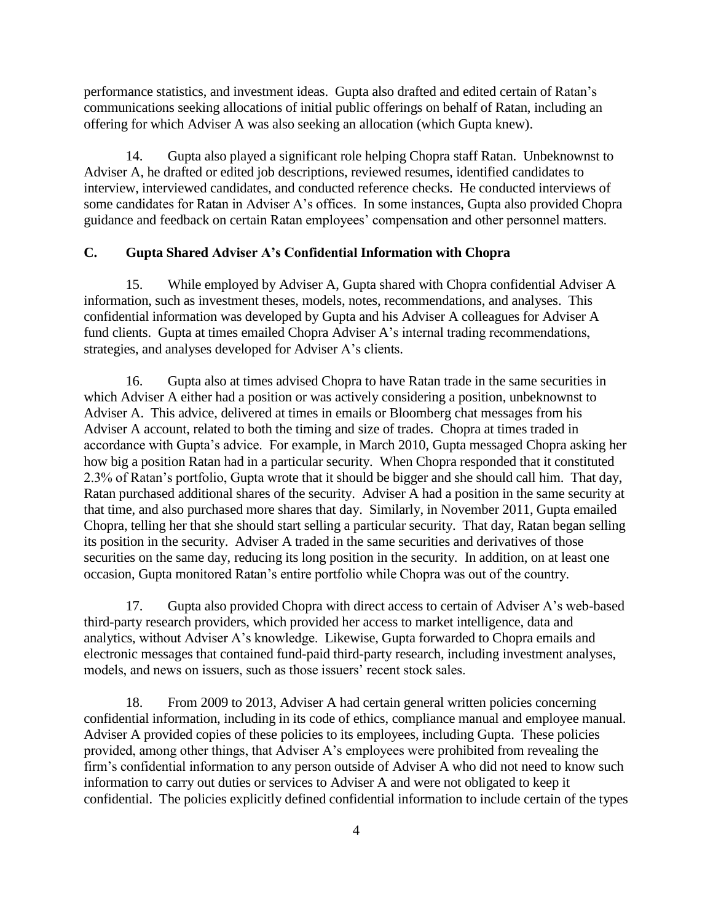performance statistics, and investment ideas. Gupta also drafted and edited certain of Ratan's communications seeking allocations of initial public offerings on behalf of Ratan, including an offering for which Adviser A was also seeking an allocation (which Gupta knew).

14. Gupta also played a significant role helping Chopra staff Ratan. Unbeknownst to Adviser A, he drafted or edited job descriptions, reviewed resumes, identified candidates to interview, interviewed candidates, and conducted reference checks. He conducted interviews of some candidates for Ratan in Adviser A's offices. In some instances, Gupta also provided Chopra guidance and feedback on certain Ratan employees' compensation and other personnel matters.

### C. Gupta Shared Adviser A's Confidential Information with Chopra

15. While employed by Adviser A, Gupta shared with Chopra confidential Adviser A information, such as investment theses, models, notes, recommendations, and analyses. This confidential information was developed by Gupta and his Adviser A colleagues for Adviser A fund clients. Gupta at times emailed Chopra Adviser A's internal trading recommendations, strategies, and analyses developed for Adviser A's clients.

16. Gupta also at times advised Chopra to have Ratan trade in the same securities in which Adviser A either had a position or was actively considering a position, unbeknownst to Adviser A. This advice, delivered at times in emails or Bloomberg chat messages from his Adviser A account, related to both the timing and size of trades. Chopra at times traded in accordance with Gupta's advice. For example, in March 2010, Gupta messaged Chopra asking her how big a position Ratan had in a particular security. When Chopra responded that it constituted 2.3% of Ratan's portfolio, Gupta wrote that it should be bigger and she should call him. That day, Ratan purchased additional shares of the security. Adviser A had a position in the same security at that time, and also purchased more shares that day. Similarly, in November 2011, Gupta emailed Chopra, telling her that she should start selling a particular security. That day, Ratan began selling its position in the security. Adviser A traded in the same securities and derivatives of those securities on the same day, reducing its long position in the security. In addition, on at least one occasion, Gupta monitored Ratan's entire portfolio while Chopra was out of the country.

17. Gupta also provided Chopra with direct access to certain of Adviser A's web-based third-party research providers, which provided her access to market intelligence, data and analytics, without Adviser A's knowledge. Likewise, Gupta forwarded to Chopra emails and electronic messages that contained fund-paid third-party research, including investment analyses, models, and news on issuers, such as those issuers' recent stock sales.

18. From 2009 to 2013, Adviser A had certain general written policies concerning confidential information, including in its code of ethics, compliance manual and employee manual. Adviser A provided copies of these policies to its employees, including Gupta. These policies provided, among other things, that Adviser A's employees were prohibited from revealing the firm's confidential information to any person outside of Adviser A who did not need to know such information to carry out duties or services to Adviser A and were not obligated to keep it confidential. The policies explicitly defined confidential information to include certain of the types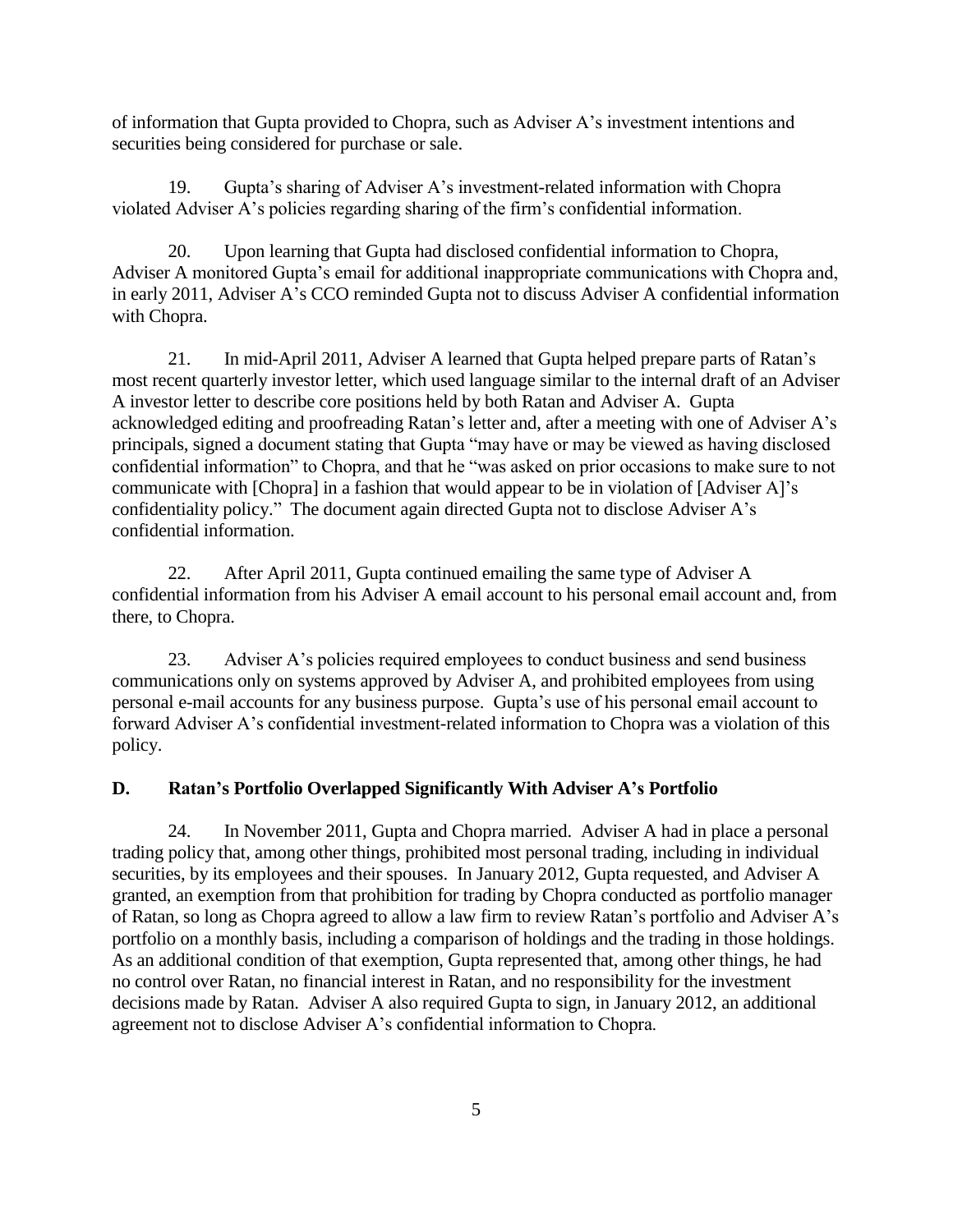of information that Gupta provided to Chopra, such as Adviser A's investment intentions and securities being considered for purchase or sale.

19. Gupta's sharing of Adviser A's investment-related information with Chopra violated Adviser A's policies regarding sharing of the firm's confidential information.

20. Upon learning that Gupta had disclosed confidential information to Chopra, Adviser A monitored Gupta's email for additional inappropriate communications with Chopra and, in early 2011, Adviser A's CCO reminded Gupta not to discuss Adviser A confidential information with Chopra.

21. In mid-April 2011, Adviser A learned that Gupta helped prepare parts of Ratan's most recent quarterly investor letter, which used language similar to the internal draft of an Adviser A investor letter to describe core positions held by both Ratan and Adviser A. Gupta acknowledged editing and proofreading Ratan's letter and, after a meeting with one of Adviser A's principals, signed a document stating that Gupta "may have or may be viewed as having disclosed confidential information" to Chopra, and that he "was asked on prior occasions to make sure to not communicate with [Chopra] in a fashion that would appear to be in violation of [Adviser A]'s confidentiality policy." The document again directed Gupta not to disclose Adviser A's confidential information.

22. After April 2011, Gupta continued emailing the same type of Adviser A confidential information from his Adviser A email account to his personal email account and, from there, to Chopra.

23. Adviser A's policies required employees to conduct business and send business communications only on systems approved by Adviser A, and prohibited employees from using personal e-mail accounts for any business purpose. Gupta's use of his personal email account to forward Adviser A's confidential investment-related information to Chopra was a violation of this policy.

## D. Ratan's Portfolio Overlapped Significantly With Adviser A's Portfolio

24. In November 2011, Gupta and Chopra married. Adviser A had in place a personal trading policy that, among other things, prohibited most personal trading, including in individual securities, by its employees and their spouses. In January 2012, Gupta requested, and Adviser A granted, an exemption from that prohibition for trading by Chopra conducted as portfolio manager of Ratan, so long as Chopra agreed to allow a law firm to review Ratan's portfolio and Adviser A's portfolio on a monthly basis, including a comparison of holdings and the trading in those holdings. As an additional condition of that exemption, Gupta represented that, among other things, he had no control over Ratan, no financial interest in Ratan, and no responsibility for the investment decisions made by Ratan. Adviser A also required Gupta to sign, in January 2012, an additional agreement not to disclose Adviser A's confidential information to Chopra.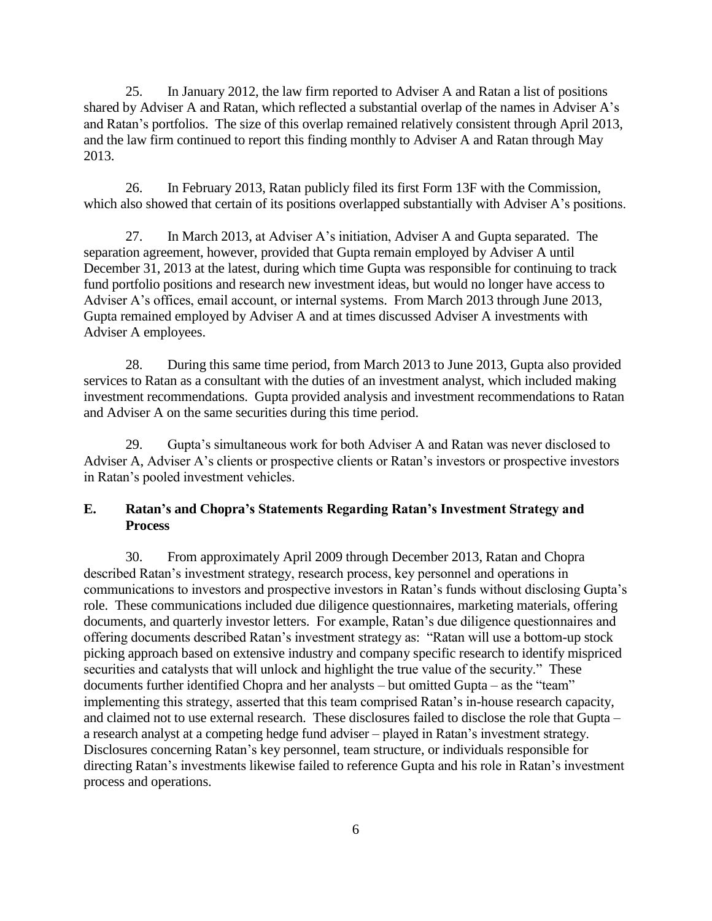25. In January 2012, the law firm reported to Adviser A and Ratan a list of positions shared by Adviser A and Ratan, which reflected a substantial overlap of the names in Adviser A's and Ratan's portfolios. The size of this overlap remained relatively consistent through April 2013, and the law firm continued to report this finding monthly to Adviser A and Ratan through May 2013.

26. In February 2013, Ratan publicly filed its first Form 13F with the Commission, which also showed that certain of its positions overlapped substantially with Adviser A's positions.

27. In March 2013, at Adviser A's initiation, Adviser A and Gupta separated. The separation agreement, however, provided that Gupta remain employed by Adviser A until December 31, 2013 at the latest, during which time Gupta was responsible for continuing to track fund portfolio positions and research new investment ideas, but would no longer have access to Adviser A's offices, email account, or internal systems. From March 2013 through June 2013, Gupta remained employed by Adviser A and at times discussed Adviser A investments with Adviser A employees.

28. During this same time period, from March 2013 to June 2013, Gupta also provided services to Ratan as a consultant with the duties of an investment analyst, which included making investment recommendations. Gupta provided analysis and investment recommendations to Ratan and Adviser A on the same securities during this time period.

29. Gupta's simultaneous work for both Adviser A and Ratan was never disclosed to Adviser A, Adviser A's clients or prospective clients or Ratan's investors or prospective investors in Ratan's pooled investment vehicles.

### E. Ratan's and Chopra's Statements Regarding Ratan's Investment Strategy and Process

30. From approximately April 2009 through December 2013, Ratan and Chopra described Ratan's investment strategy, research process, key personnel and operations in communications to investors and prospective investors in Ratan's funds without disclosing Gupta's role. These communications included due diligence questionnaires, marketing materials, offering documents, and quarterly investor letters. For example, Ratan's due diligence questionnaires and offering documents described Ratan's investment strategy as: "Ratan will use a bottom-up stock picking approach based on extensive industry and company specific research to identify mispriced securities and catalysts that will unlock and highlight the true value of the security." These documents further identified Chopra and her analysts – but omitted Gupta – as the "team" implementing this strategy, asserted that this team comprised Ratan's in-house research capacity, and claimed not to use external research. These disclosures failed to disclose the role that Gupta – a research analyst at a competing hedge fund adviser – played in Ratan's investment strategy. Disclosures concerning Ratan's key personnel, team structure, or individuals responsible for directing Ratan's investments likewise failed to reference Gupta and his role in Ratan's investment process and operations.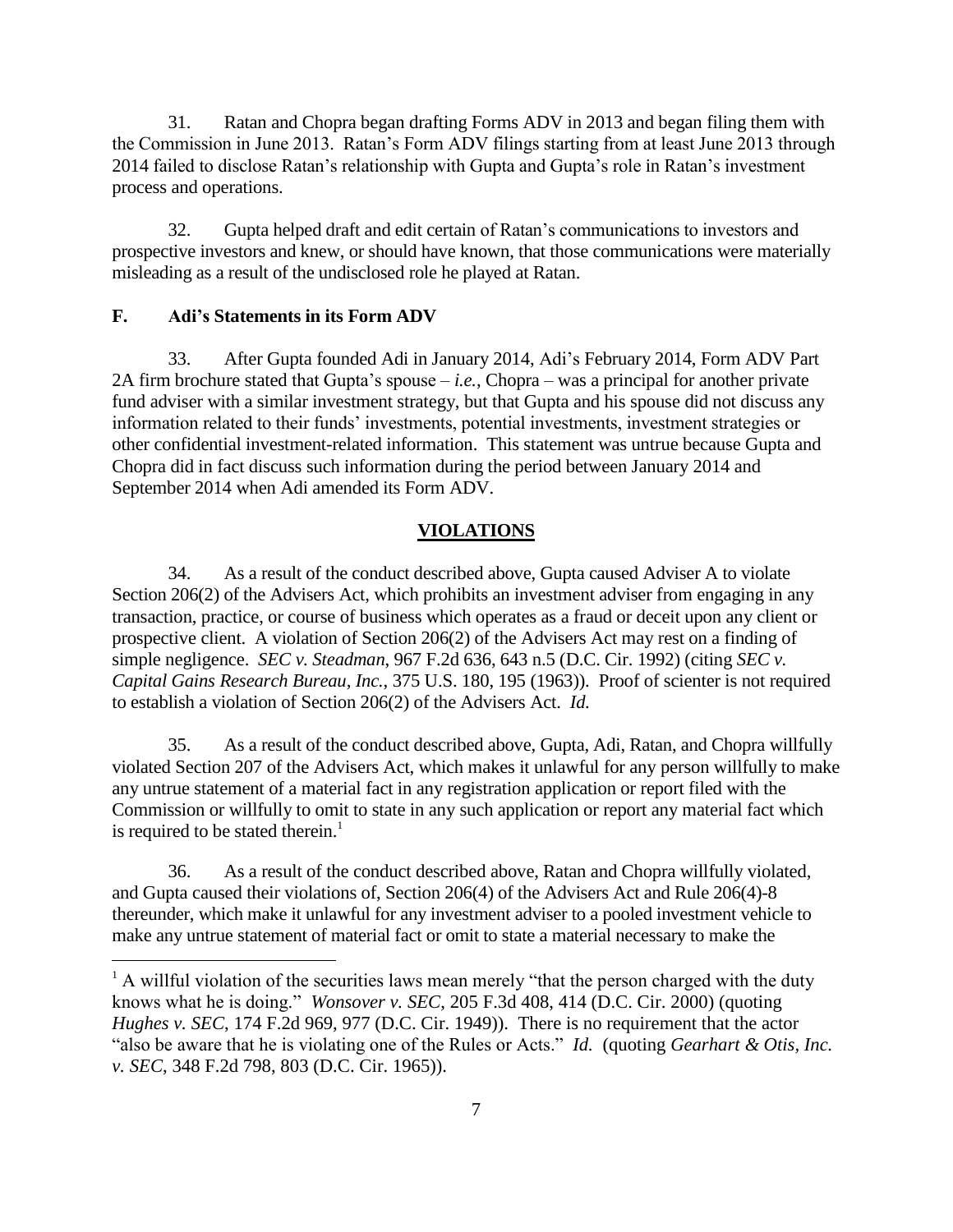31. Ratan and Chopra began drafting Forms ADV in 2013 and began filing them with the Commission in June 2013. Ratan's Form ADV filings starting from at least June 2013 through 2014 failed to disclose Ratan's relationship with Gupta and Gupta's role in Ratan's investment process and operations.

32. Gupta helped draft and edit certain of Ratan's communications to investors and prospective investors and knew, or should have known, that those communications were materially misleading as a result of the undisclosed role he played at Ratan.

### F. Adi's Statements in its Form ADV

33. After Gupta founded Adi in January 2014, Adi's February 2014, Form ADV Part 2A firm brochure stated that Gupta's spouse – *i.e.*, Chopra – was a principal for another private fund adviser with a similar investment strategy, but that Gupta and his spouse did not discuss any information related to their funds' investments, potential investments, investment strategies or other confidential investment-related information. This statement was untrue because Gupta and Chopra did in fact discuss such information during the period between January 2014 and September 2014 when Adi amended its Form ADV.

## VIOLATIONS

34. As a result of the conduct described above, Gupta caused Adviser A to violate Section 206(2) of the Advisers Act, which prohibits an investment adviser from engaging in any transaction, practice, or course of business which operates as a fraud or deceit upon any client or prospective client. A violation of Section 206(2) of the Advisers Act may rest on a finding of simple negligence. *SEC v. Steadman*, 967 F.2d 636, 643 n.5 (D.C. Cir. 1992) (citing *SEC v. Capital Gains Research Bureau, Inc.*, 375 U.S. 180, 195 (1963)). Proof of scienter is not required to establish a violation of Section 206(2) of the Advisers Act. *Id.*

35. As a result of the conduct described above, Gupta, Adi, Ratan, and Chopra willfully violated Section 207 of the Advisers Act, which makes it unlawful for any person willfully to make any untrue statement of a material fact in any registration application or report filed with the Commission or willfully to omit to state in any such application or report any material fact which is required to be stated therein.[1]

36. As a result of the conduct described above, Ratan and Chopra willfully violated, and Gupta caused their violations of, Section 206(4) of the Advisers Act and Rule 206(4)-8 thereunder, which make it unlawful for any investment adviser to a pooled investment vehicle to make any untrue statement of material fact or omit to state a material necessary to make the

---

[1] A willful violation of the securities laws mean merely "that the person charged with the duty knows what he is doing." *Wonsover v. SEC*, 205 F.3d 408, 414 (D.C. Cir. 2000) (quoting *Hughes v. SEC*, 174 F.2d 969, 977 (D.C. Cir. 1949)). There is no requirement that the actor "also be aware that he is violating one of the Rules or Acts." *Id.* (quoting *Gearhart & Otis, Inc. v. SEC*, 348 F.2d 798, 803 (D.C. Cir. 1965)).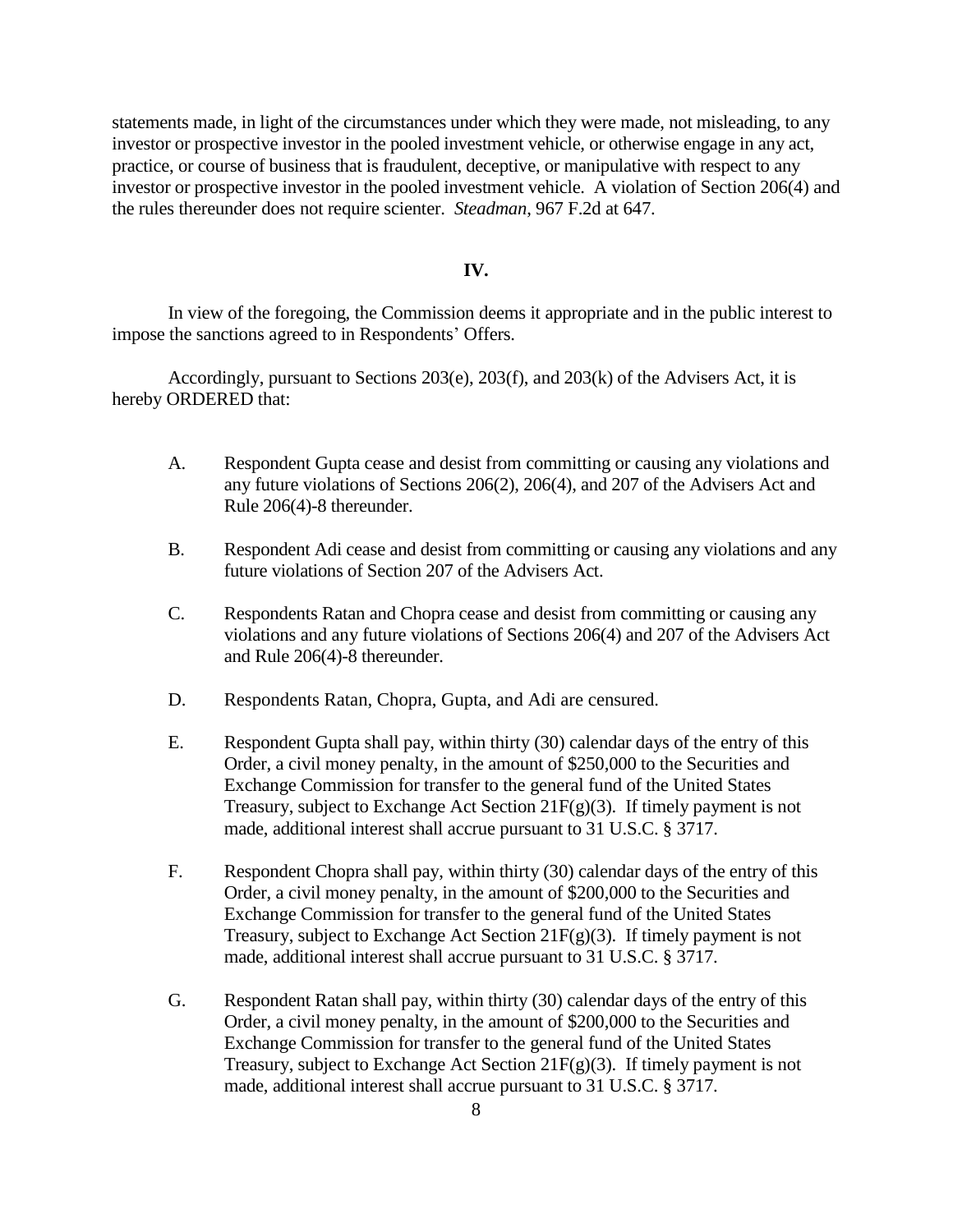statements made, in light of the circumstances under which they were made, not misleading, to any investor or prospective investor in the pooled investment vehicle, or otherwise engage in any act, practice, or course of business that is fraudulent, deceptive, or manipulative with respect to any investor or prospective investor in the pooled investment vehicle. A violation of Section 206(4) and the rules thereunder does not require scienter. *Steadman*, 967 F.2d at 647.

## IV.

In view of the foregoing, the Commission deems it appropriate and in the public interest to impose the sanctions agreed to in Respondents' Offers.

Accordingly, pursuant to Sections 203(e), 203(f), and 203(k) of the Advisers Act, it is hereby ORDERED that:

A. Respondent Gupta cease and desist from committing or causing any violations and any future violations of Sections 206(2), 206(4), and 207 of the Advisers Act and Rule 206(4)-8 thereunder.

B. Respondent Adi cease and desist from committing or causing any violations and any future violations of Section 207 of the Advisers Act.

C. Respondents Ratan and Chopra cease and desist from committing or causing any violations and any future violations of Sections 206(4) and 207 of the Advisers Act and Rule 206(4)-8 thereunder.

D. Respondents Ratan, Chopra, Gupta, and Adi are censured.

E. Respondent Gupta shall pay, within thirty (30) calendar days of the entry of this Order, a civil money penalty, in the amount of $250,000 to the Securities and Exchange Commission for transfer to the general fund of the United States Treasury, subject to Exchange Act Section 21F(g)(3). If timely payment is not made, additional interest shall accrue pursuant to 31 U.S.C. § 3717.

F. Respondent Chopra shall pay, within thirty (30) calendar days of the entry of this Order, a civil money penalty, in the amount of $200,000 to the Securities and Exchange Commission for transfer to the general fund of the United States Treasury, subject to Exchange Act Section 21F(g)(3). If timely payment is not made, additional interest shall accrue pursuant to 31 U.S.C. § 3717.

G. Respondent Ratan shall pay, within thirty (30) calendar days of the entry of this Order, a civil money penalty, in the amount of $200,000 to the Securities and Exchange Commission for transfer to the general fund of the United States Treasury, subject to Exchange Act Section 21F(g)(3). If timely payment is not made, additional interest shall accrue pursuant to 31 U.S.C. § 3717.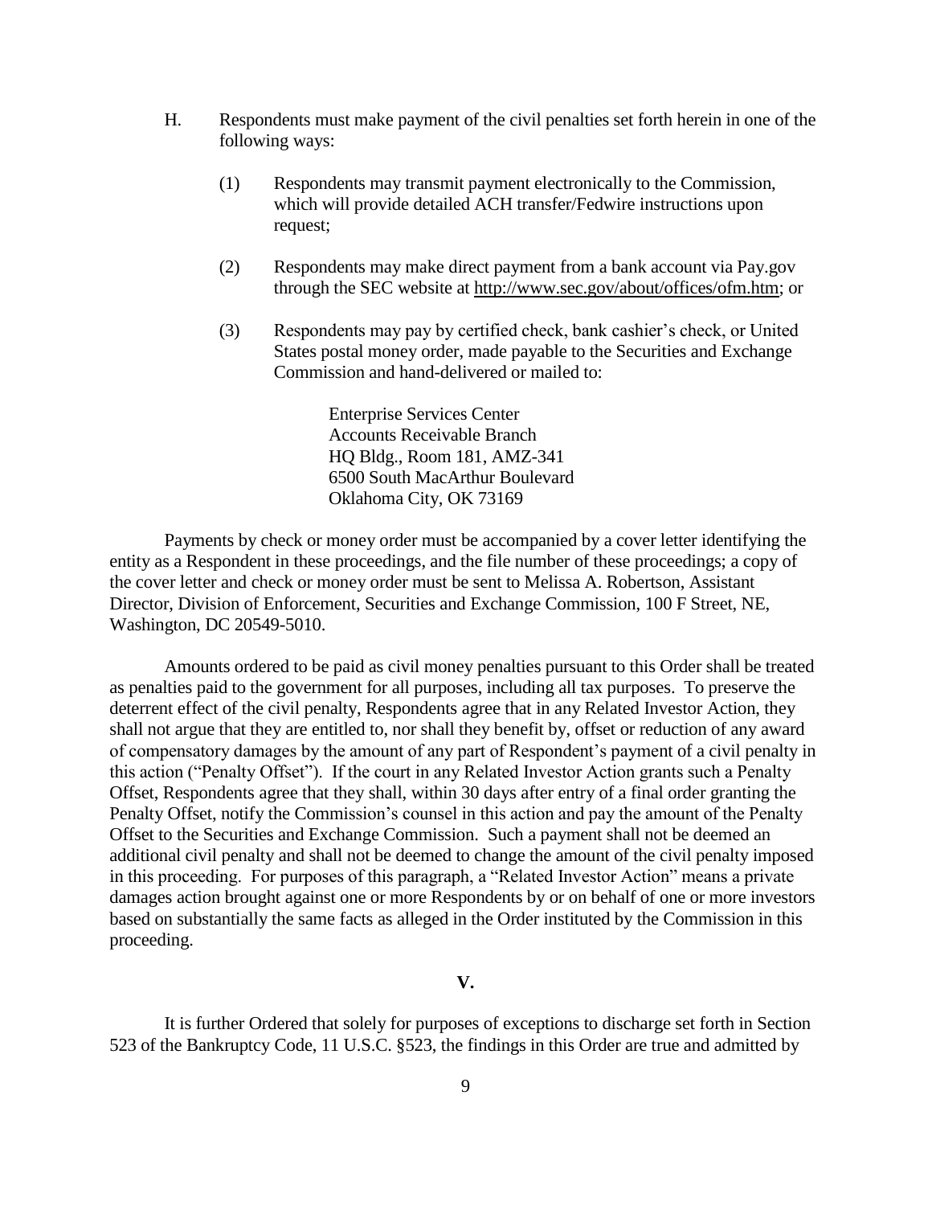H. Respondents must make payment of the civil penalties set forth herein in one of the following ways:

(1) Respondents may transmit payment electronically to the Commission, which will provide detailed ACH transfer/Fedwire instructions upon request;

(2) Respondents may make direct payment from a bank account via Pay.gov through the SEC website at http://www.sec.gov/about/offices/ofm.htm; or

(3) Respondents may pay by certified check, bank cashier's check, or United States postal money order, made payable to the Securities and Exchange Commission and hand-delivered or mailed to:

> Enterprise Services Center
> Accounts Receivable Branch
> HQ Bldg., Room 181, AMZ-341
> 6500 South MacArthur Boulevard
> Oklahoma City, OK 73169

Payments by check or money order must be accompanied by a cover letter identifying the entity as a Respondent in these proceedings, and the file number of these proceedings; a copy of the cover letter and check or money order must be sent to Melissa A. Robertson, Assistant Director, Division of Enforcement, Securities and Exchange Commission, 100 F Street, NE, Washington, DC 20549-5010.

Amounts ordered to be paid as civil money penalties pursuant to this Order shall be treated as penalties paid to the government for all purposes, including all tax purposes. To preserve the deterrent effect of the civil penalty, Respondents agree that in any Related Investor Action, they shall not argue that they are entitled to, nor shall they benefit by, offset or reduction of any award of compensatory damages by the amount of any part of Respondent's payment of a civil penalty in this action ("Penalty Offset"). If the court in any Related Investor Action grants such a Penalty Offset, Respondents agree that they shall, within 30 days after entry of a final order granting the Penalty Offset, notify the Commission's counsel in this action and pay the amount of the Penalty Offset to the Securities and Exchange Commission. Such a payment shall not be deemed an additional civil penalty and shall not be deemed to change the amount of the civil penalty imposed in this proceeding. For purposes of this paragraph, a "Related Investor Action" means a private damages action brought against one or more Respondents by or on behalf of one or more investors based on substantially the same facts as alleged in the Order instituted by the Commission in this proceeding.

## V.

It is further Ordered that solely for purposes of exceptions to discharge set forth in Section 523 of the Bankruptcy Code, 11 U.S.C. §523, the findings in this Order are true and admitted by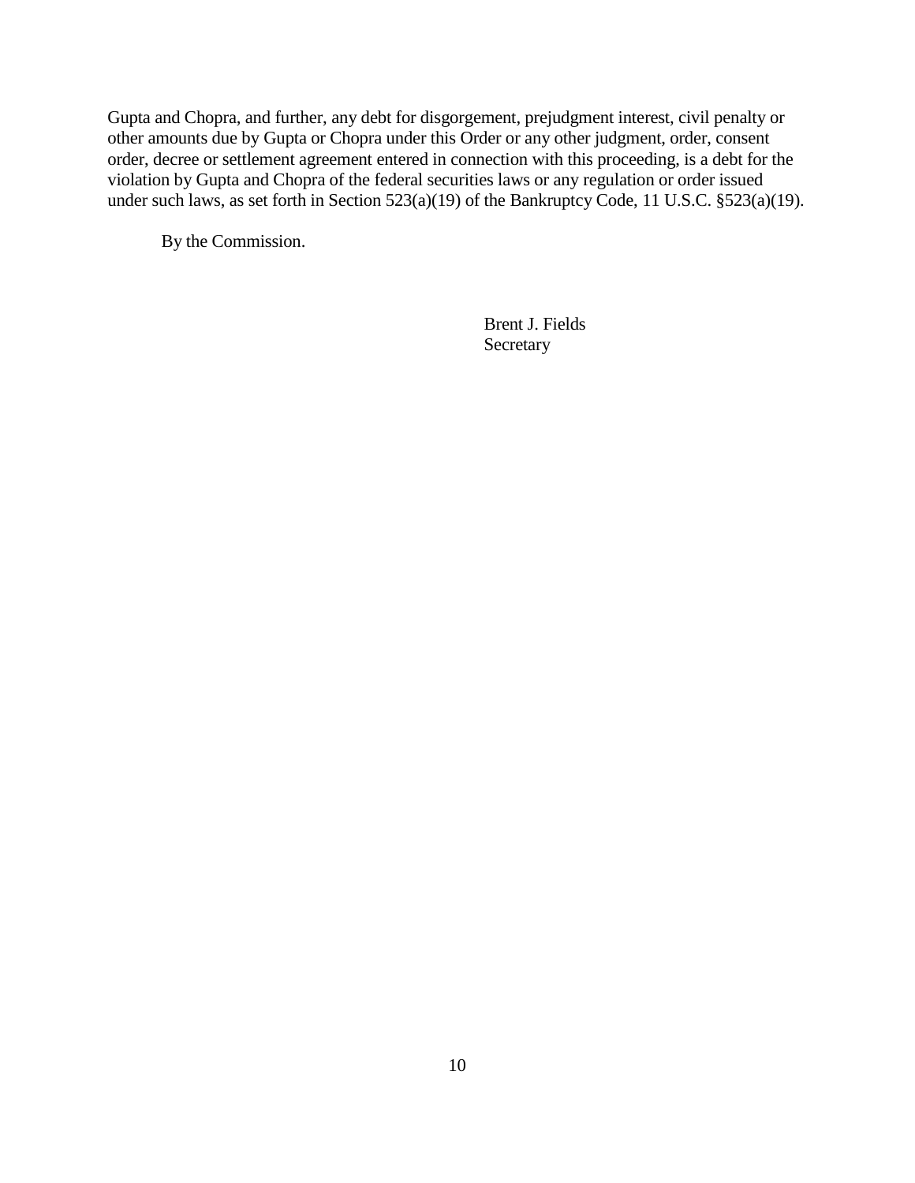Gupta and Chopra, and further, any debt for disgorgement, prejudgment interest, civil penalty or other amounts due by Gupta or Chopra under this Order or any other judgment, order, consent order, decree or settlement agreement entered in connection with this proceeding, is a debt for the violation by Gupta and Chopra of the federal securities laws or any regulation or order issued under such laws, as set forth in Section 523(a)(19) of the Bankruptcy Code, 11 U.S.C. §523(a)(19).

By the Commission.

Brent J. Fields
Secretary